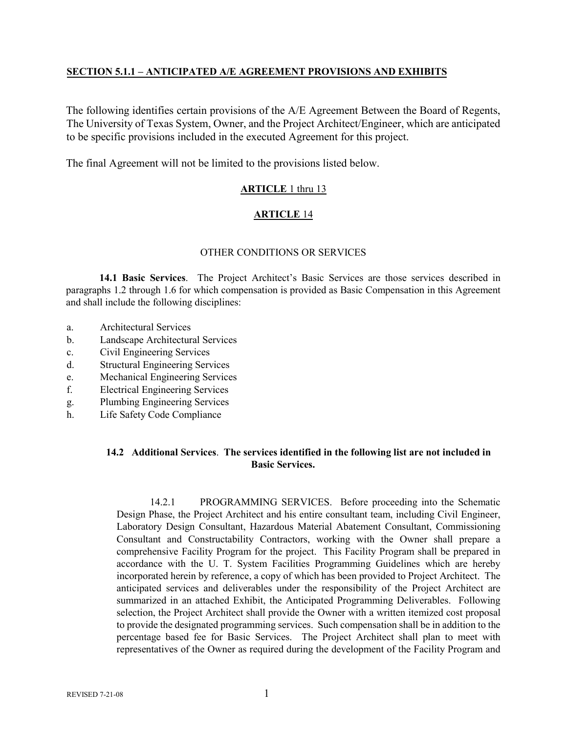## SECTION 5.1.1 – ANTICIPATED A/E AGREEMENT PROVISIONS AND EXHIBITS

The following identifies certain provisions of the A/E Agreement Between the Board of Regents, The University of Texas System, Owner, and the Project Architect/Engineer, which are anticipated to be specific provisions included in the executed Agreement for this project.

The final Agreement will not be limited to the provisions listed below.

**ARTICLE** 1 thru 13

**ARTICLE** 14

OTHER CONDITIONS OR SERVICES

**14.1 Basic Services**. The Project Architect's Basic Services are those services described in paragraphs 1.2 through 1.6 for which compensation is provided as Basic Compensation in this Agreement and shall include the following disciplines:

a. Architectural Services
b. Landscape Architectural Services
c. Civil Engineering Services
d. Structural Engineering Services
e. Mechanical Engineering Services
f. Electrical Engineering Services
g. Plumbing Engineering Services
h. Life Safety Code Compliance

**14.2 Additional Services**. **The services identified in the following list are not included in Basic Services.**

14.2.1 PROGRAMMING SERVICES. Before proceeding into the Schematic Design Phase, the Project Architect and his entire consultant team, including Civil Engineer, Laboratory Design Consultant, Hazardous Material Abatement Consultant, Commissioning Consultant and Constructability Contractors, working with the Owner shall prepare a comprehensive Facility Program for the project. This Facility Program shall be prepared in accordance with the U. T. System Facilities Programming Guidelines which are hereby incorporated herein by reference, a copy of which has been provided to Project Architect. The anticipated services and deliverables under the responsibility of the Project Architect are summarized in an attached Exhibit, the Anticipated Programming Deliverables. Following selection, the Project Architect shall provide the Owner with a written itemized cost proposal to provide the designated programming services. Such compensation shall be in addition to the percentage based fee for Basic Services. The Project Architect shall plan to meet with representatives of the Owner as required during the development of the Facility Program and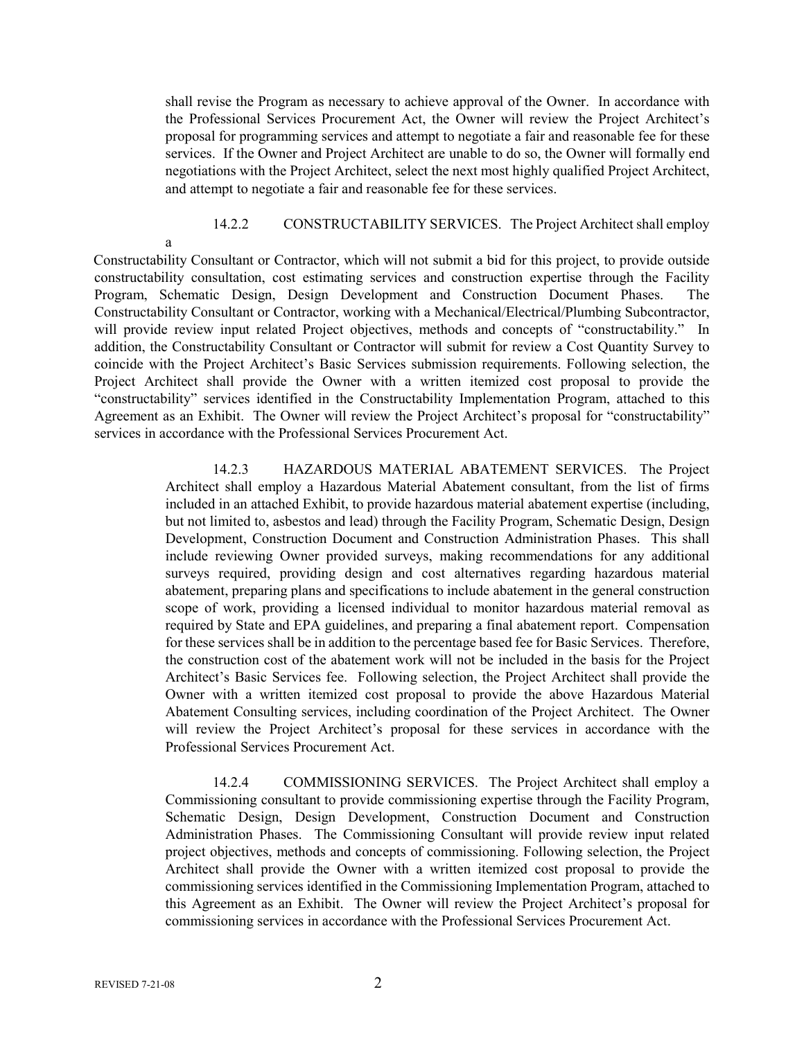shall revise the Program as necessary to achieve approval of the Owner. In accordance with the Professional Services Procurement Act, the Owner will review the Project Architect's proposal for programming services and attempt to negotiate a fair and reasonable fee for these services. If the Owner and Project Architect are unable to do so, the Owner will formally end negotiations with the Project Architect, select the next most highly qualified Project Architect, and attempt to negotiate a fair and reasonable fee for these services.

14.2.2 CONSTRUCTABILITY SERVICES. The Project Architect shall employ a Constructability Consultant or Contractor, which will not submit a bid for this project, to provide outside constructability consultation, cost estimating services and construction expertise through the Facility Program, Schematic Design, Design Development and Construction Document Phases. The Constructability Consultant or Contractor, working with a Mechanical/Electrical/Plumbing Subcontractor, will provide review input related Project objectives, methods and concepts of "constructability." In addition, the Constructability Consultant or Contractor will submit for review a Cost Quantity Survey to coincide with the Project Architect's Basic Services submission requirements. Following selection, the Project Architect shall provide the Owner with a written itemized cost proposal to provide the "constructability" services identified in the Constructability Implementation Program, attached to this Agreement as an Exhibit. The Owner will review the Project Architect's proposal for "constructability" services in accordance with the Professional Services Procurement Act.

14.2.3 HAZARDOUS MATERIAL ABATEMENT SERVICES. The Project Architect shall employ a Hazardous Material Abatement consultant, from the list of firms included in an attached Exhibit, to provide hazardous material abatement expertise (including, but not limited to, asbestos and lead) through the Facility Program, Schematic Design, Design Development, Construction Document and Construction Administration Phases. This shall include reviewing Owner provided surveys, making recommendations for any additional surveys required, providing design and cost alternatives regarding hazardous material abatement, preparing plans and specifications to include abatement in the general construction scope of work, providing a licensed individual to monitor hazardous material removal as required by State and EPA guidelines, and preparing a final abatement report. Compensation for these services shall be in addition to the percentage based fee for Basic Services. Therefore, the construction cost of the abatement work will not be included in the basis for the Project Architect's Basic Services fee. Following selection, the Project Architect shall provide the Owner with a written itemized cost proposal to provide the above Hazardous Material Abatement Consulting services, including coordination of the Project Architect. The Owner will review the Project Architect's proposal for these services in accordance with the Professional Services Procurement Act.

14.2.4 COMMISSIONING SERVICES. The Project Architect shall employ a Commissioning consultant to provide commissioning expertise through the Facility Program, Schematic Design, Design Development, Construction Document and Construction Administration Phases. The Commissioning Consultant will provide review input related project objectives, methods and concepts of commissioning. Following selection, the Project Architect shall provide the Owner with a written itemized cost proposal to provide the commissioning services identified in the Commissioning Implementation Program, attached to this Agreement as an Exhibit. The Owner will review the Project Architect's proposal for commissioning services in accordance with the Professional Services Procurement Act.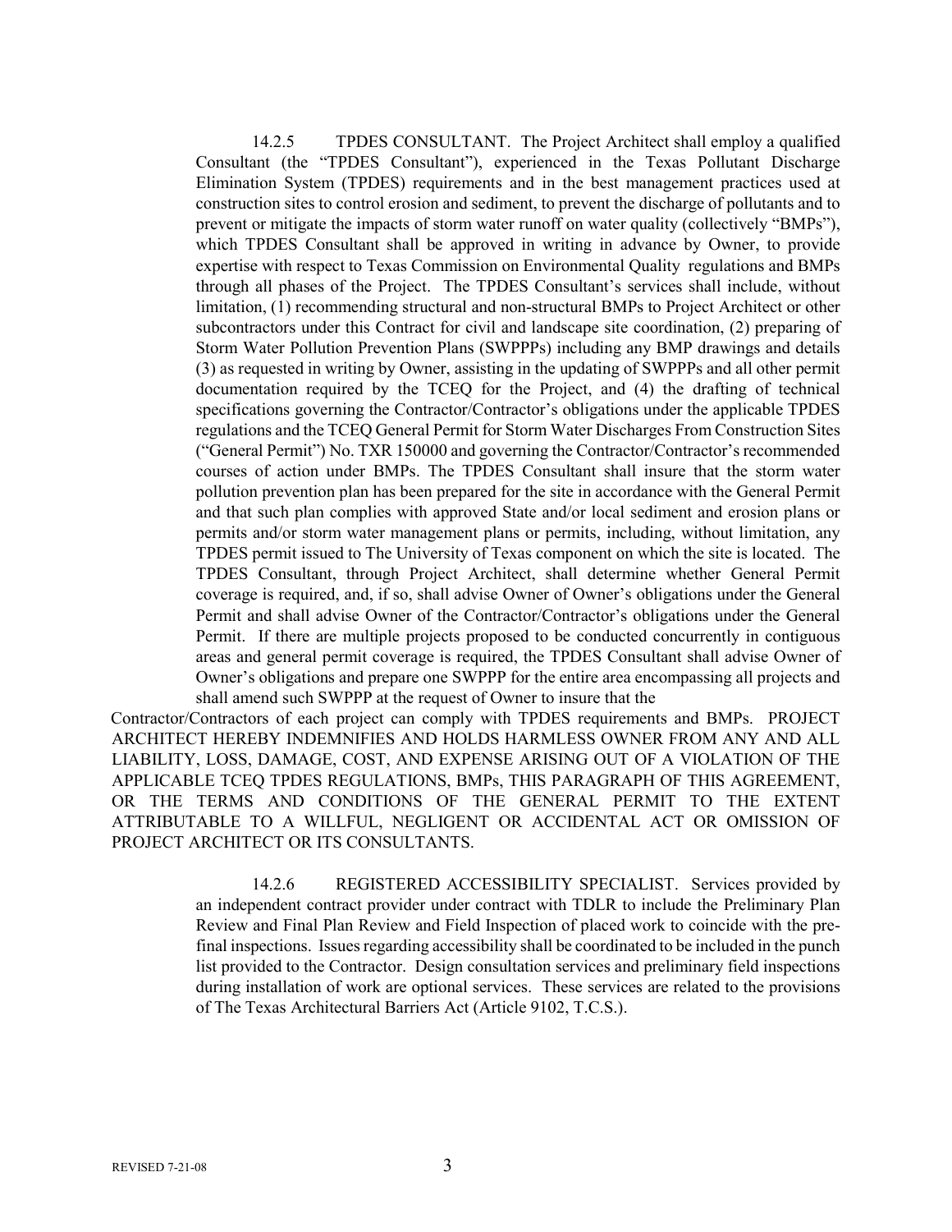14.2.5 TPDES CONSULTANT. The Project Architect shall employ a qualified Consultant (the "TPDES Consultant"), experienced in the Texas Pollutant Discharge Elimination System (TPDES) requirements and in the best management practices used at construction sites to control erosion and sediment, to prevent the discharge of pollutants and to prevent or mitigate the impacts of storm water runoff on water quality (collectively "BMPs"), which TPDES Consultant shall be approved in writing in advance by Owner, to provide expertise with respect to Texas Commission on Environmental Quality regulations and BMPs through all phases of the Project. The TPDES Consultant's services shall include, without limitation, (1) recommending structural and non-structural BMPs to Project Architect or other subcontractors under this Contract for civil and landscape site coordination, (2) preparing of Storm Water Pollution Prevention Plans (SWPPPs) including any BMP drawings and details (3) as requested in writing by Owner, assisting in the updating of SWPPPs and all other permit documentation required by the TCEQ for the Project, and (4) the drafting of technical specifications governing the Contractor/Contractor's obligations under the applicable TPDES regulations and the TCEQ General Permit for Storm Water Discharges From Construction Sites ("General Permit") No. TXR 150000 and governing the Contractor/Contractor's recommended courses of action under BMPs. The TPDES Consultant shall insure that the storm water pollution prevention plan has been prepared for the site in accordance with the General Permit and that such plan complies with approved State and/or local sediment and erosion plans or permits and/or storm water management plans or permits, including, without limitation, any TPDES permit issued to The University of Texas component on which the site is located. The TPDES Consultant, through Project Architect, shall determine whether General Permit coverage is required, and, if so, shall advise Owner of Owner's obligations under the General Permit and shall advise Owner of the Contractor/Contractor's obligations under the General Permit. If there are multiple projects proposed to be conducted concurrently in contiguous areas and general permit coverage is required, the TPDES Consultant shall advise Owner of Owner's obligations and prepare one SWPPP for the entire area encompassing all projects and shall amend such SWPPP at the request of Owner to insure that the Contractor/Contractors of each project can comply with TPDES requirements and BMPs. PROJECT ARCHITECT HEREBY INDEMNIFIES AND HOLDS HARMLESS OWNER FROM ANY AND ALL LIABILITY, LOSS, DAMAGE, COST, AND EXPENSE ARISING OUT OF A VIOLATION OF THE APPLICABLE TCEQ TPDES REGULATIONS, BMPs, THIS PARAGRAPH OF THIS AGREEMENT, OR THE TERMS AND CONDITIONS OF THE GENERAL PERMIT TO THE EXTENT ATTRIBUTABLE TO A WILLFUL, NEGLIGENT OR ACCIDENTAL ACT OR OMISSION OF PROJECT ARCHITECT OR ITS CONSULTANTS.

14.2.6 REGISTERED ACCESSIBILITY SPECIALIST. Services provided by an independent contract provider under contract with TDLR to include the Preliminary Plan Review and Final Plan Review and Field Inspection of placed work to coincide with the pre-final inspections. Issues regarding accessibility shall be coordinated to be included in the punch list provided to the Contractor. Design consultation services and preliminary field inspections during installation of work are optional services. These services are related to the provisions of The Texas Architectural Barriers Act (Article 9102, T.C.S.).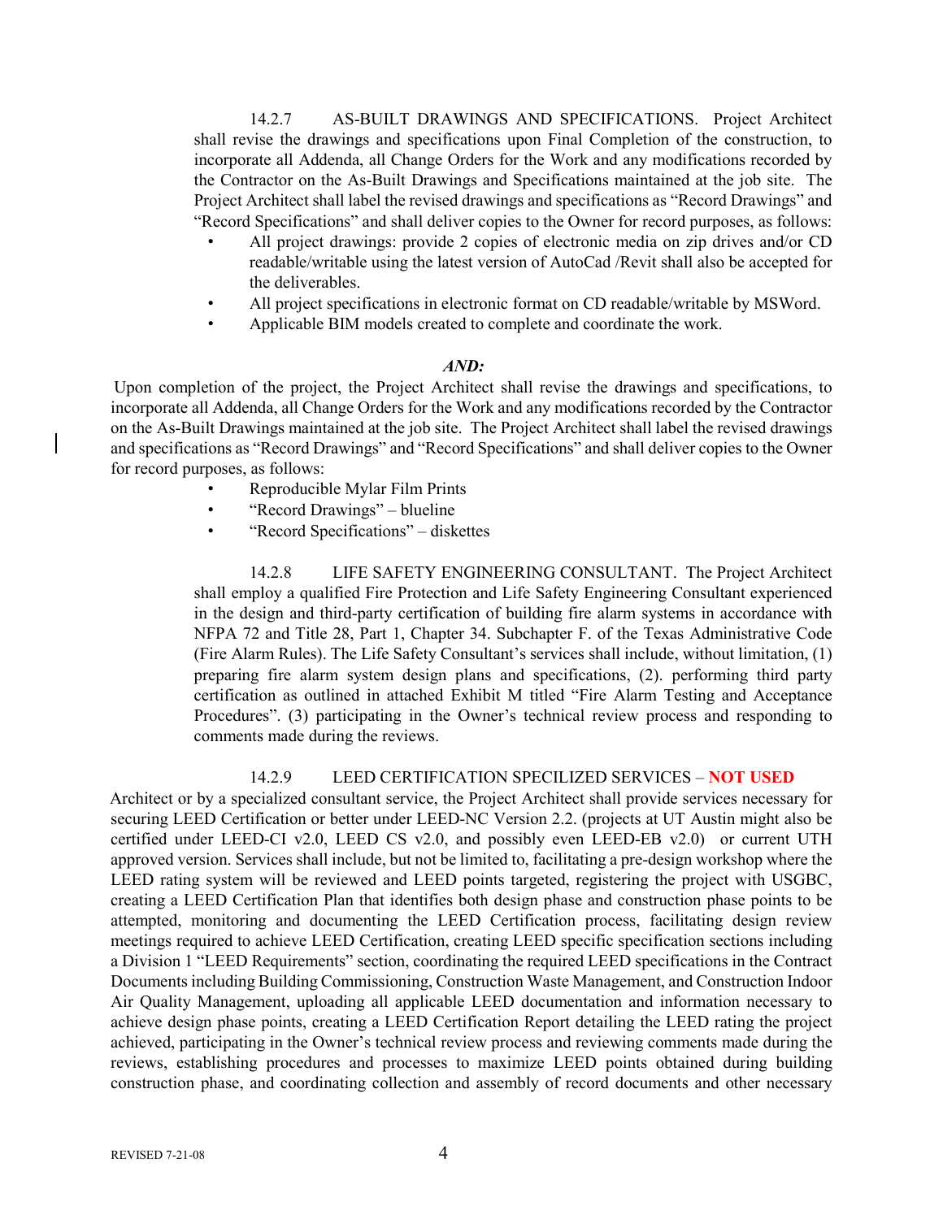14.2.7 AS-BUILT DRAWINGS AND SPECIFICATIONS. Project Architect shall revise the drawings and specifications upon Final Completion of the construction, to incorporate all Addenda, all Change Orders for the Work and any modifications recorded by the Contractor on the As-Built Drawings and Specifications maintained at the job site. The Project Architect shall label the revised drawings and specifications as "Record Drawings" and "Record Specifications" and shall deliver copies to the Owner for record purposes, as follows:

- All project drawings: provide 2 copies of electronic media on zip drives and/or CD readable/writable using the latest version of AutoCad /Revit shall also be accepted for the deliverables.
- All project specifications in electronic format on CD readable/writable by MSWord.
- Applicable BIM models created to complete and coordinate the work.

***AND:***

Upon completion of the project, the Project Architect shall revise the drawings and specifications, to incorporate all Addenda, all Change Orders for the Work and any modifications recorded by the Contractor on the As-Built Drawings maintained at the job site. The Project Architect shall label the revised drawings and specifications as "Record Drawings" and "Record Specifications" and shall deliver copies to the Owner for record purposes, as follows:

- Reproducible Mylar Film Prints
- "Record Drawings" – blueline
- "Record Specifications" – diskettes

14.2.8 LIFE SAFETY ENGINEERING CONSULTANT. The Project Architect shall employ a qualified Fire Protection and Life Safety Engineering Consultant experienced in the design and third-party certification of building fire alarm systems in accordance with NFPA 72 and Title 28, Part 1, Chapter 34. Subchapter F. of the Texas Administrative Code (Fire Alarm Rules). The Life Safety Consultant's services shall include, without limitation, (1) preparing fire alarm system design plans and specifications, (2). performing third party certification as outlined in attached Exhibit M titled "Fire Alarm Testing and Acceptance Procedures". (3) participating in the Owner's technical review process and responding to comments made during the reviews.

14.2.9 LEED CERTIFICATION SPECILIZED SERVICES – **NOT USED**

Architect or by a specialized consultant service, the Project Architect shall provide services necessary for securing LEED Certification or better under LEED-NC Version 2.2. (projects at UT Austin might also be certified under LEED-CI v2.0, LEED CS v2.0, and possibly even LEED-EB v2.0) or current UTH approved version. Services shall include, but not be limited to, facilitating a pre-design workshop where the LEED rating system will be reviewed and LEED points targeted, registering the project with USGBC, creating a LEED Certification Plan that identifies both design phase and construction phase points to be attempted, monitoring and documenting the LEED Certification process, facilitating design review meetings required to achieve LEED Certification, creating LEED specific specification sections including a Division 1 "LEED Requirements" section, coordinating the required LEED specifications in the Contract Documents including Building Commissioning, Construction Waste Management, and Construction Indoor Air Quality Management, uploading all applicable LEED documentation and information necessary to achieve design phase points, creating a LEED Certification Report detailing the LEED rating the project achieved, participating in the Owner's technical review process and reviewing comments made during the reviews, establishing procedures and processes to maximize LEED points obtained during building construction phase, and coordinating collection and assembly of record documents and other necessary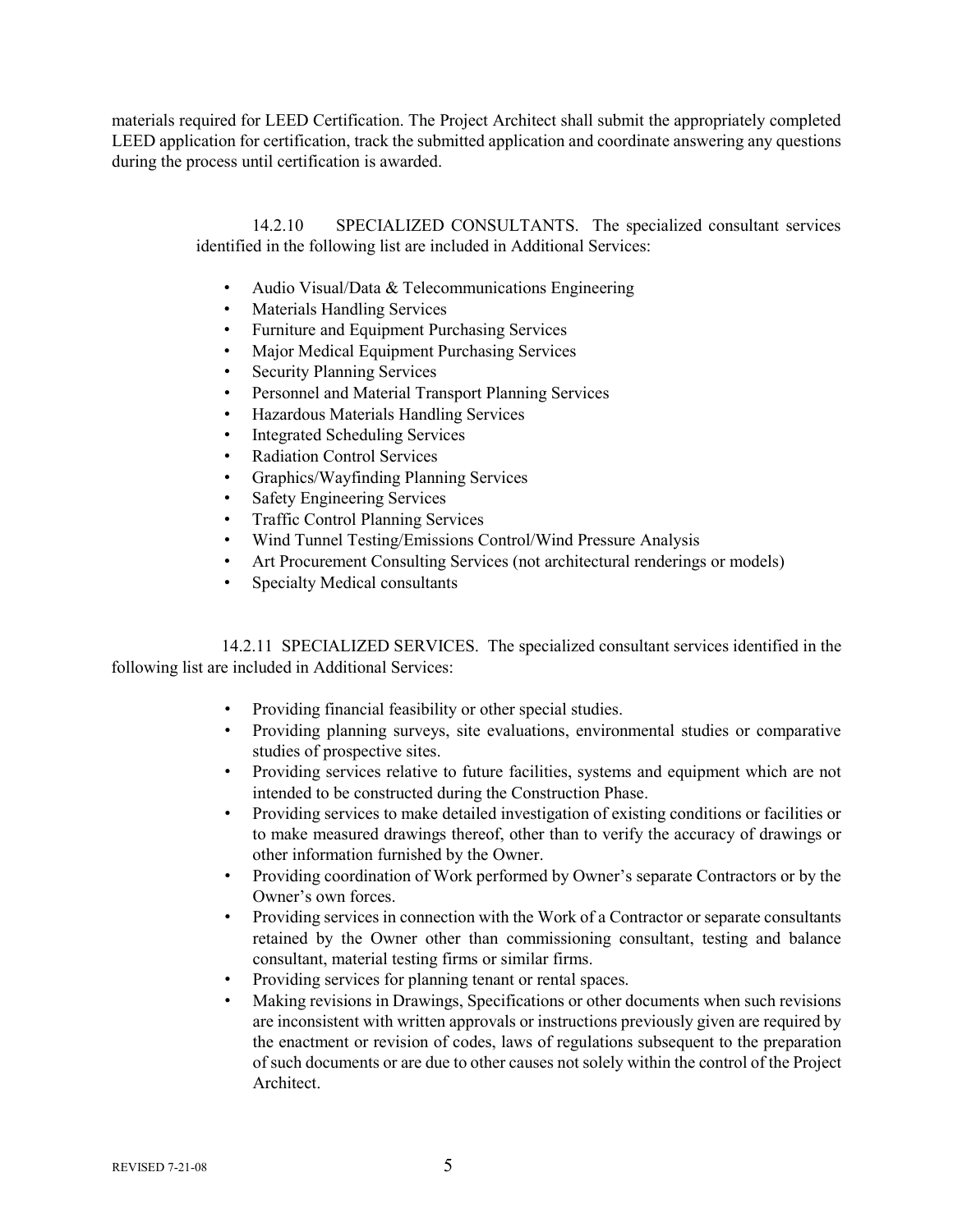materials required for LEED Certification. The Project Architect shall submit the appropriately completed LEED application for certification, track the submitted application and coordinate answering any questions during the process until certification is awarded.

14.2.10 SPECIALIZED CONSULTANTS. The specialized consultant services identified in the following list are included in Additional Services:

- Audio Visual/Data & Telecommunications Engineering
- Materials Handling Services
- Furniture and Equipment Purchasing Services
- Major Medical Equipment Purchasing Services
- Security Planning Services
- Personnel and Material Transport Planning Services
- Hazardous Materials Handling Services
- Integrated Scheduling Services
- Radiation Control Services
- Graphics/Wayfinding Planning Services
- Safety Engineering Services
- Traffic Control Planning Services
- Wind Tunnel Testing/Emissions Control/Wind Pressure Analysis
- Art Procurement Consulting Services (not architectural renderings or models)
- Specialty Medical consultants

14.2.11 SPECIALIZED SERVICES. The specialized consultant services identified in the following list are included in Additional Services:

- Providing financial feasibility or other special studies.
- Providing planning surveys, site evaluations, environmental studies or comparative studies of prospective sites.
- Providing services relative to future facilities, systems and equipment which are not intended to be constructed during the Construction Phase.
- Providing services to make detailed investigation of existing conditions or facilities or to make measured drawings thereof, other than to verify the accuracy of drawings or other information furnished by the Owner.
- Providing coordination of Work performed by Owner's separate Contractors or by the Owner's own forces.
- Providing services in connection with the Work of a Contractor or separate consultants retained by the Owner other than commissioning consultant, testing and balance consultant, material testing firms or similar firms.
- Providing services for planning tenant or rental spaces.
- Making revisions in Drawings, Specifications or other documents when such revisions are inconsistent with written approvals or instructions previously given are required by the enactment or revision of codes, laws of regulations subsequent to the preparation of such documents or are due to other causes not solely within the control of the Project Architect.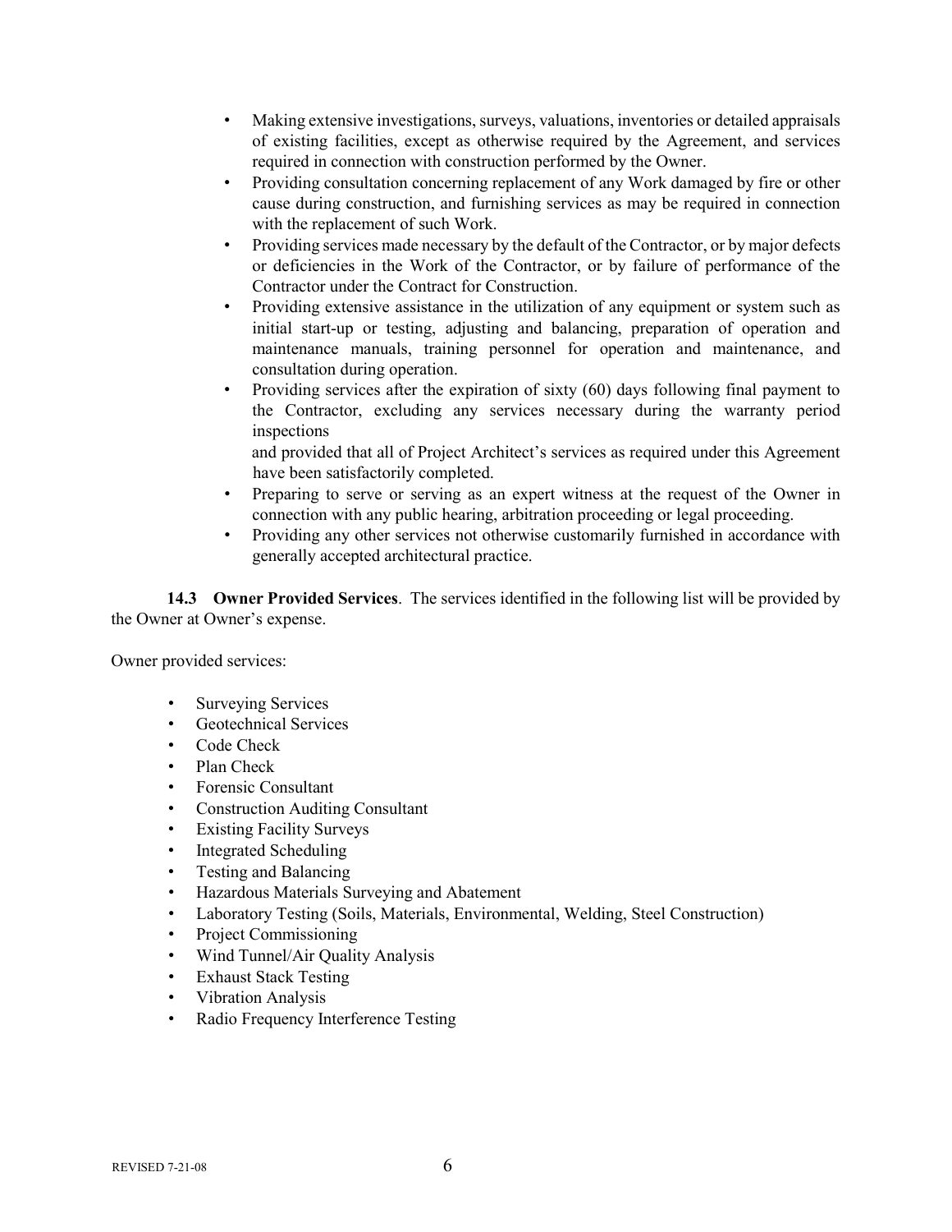- Making extensive investigations, surveys, valuations, inventories or detailed appraisals of existing facilities, except as otherwise required by the Agreement, and services required in connection with construction performed by the Owner.
- Providing consultation concerning replacement of any Work damaged by fire or other cause during construction, and furnishing services as may be required in connection with the replacement of such Work.
- Providing services made necessary by the default of the Contractor, or by major defects or deficiencies in the Work of the Contractor, or by failure of performance of the Contractor under the Contract for Construction.
- Providing extensive assistance in the utilization of any equipment or system such as initial start-up or testing, adjusting and balancing, preparation of operation and maintenance manuals, training personnel for operation and maintenance, and consultation during operation.
- Providing services after the expiration of sixty (60) days following final payment to the Contractor, excluding any services necessary during the warranty period inspections

  and provided that all of Project Architect's services as required under this Agreement have been satisfactorily completed.
- Preparing to serve or serving as an expert witness at the request of the Owner in connection with any public hearing, arbitration proceeding or legal proceeding.
- Providing any other services not otherwise customarily furnished in accordance with generally accepted architectural practice.

**14.3 Owner Provided Services**. The services identified in the following list will be provided by the Owner at Owner's expense.

Owner provided services:

- Surveying Services
- Geotechnical Services
- Code Check
- Plan Check
- Forensic Consultant
- Construction Auditing Consultant
- Existing Facility Surveys
- Integrated Scheduling
- Testing and Balancing
- Hazardous Materials Surveying and Abatement
- Laboratory Testing (Soils, Materials, Environmental, Welding, Steel Construction)
- Project Commissioning
- Wind Tunnel/Air Quality Analysis
- Exhaust Stack Testing
- Vibration Analysis
- Radio Frequency Interference Testing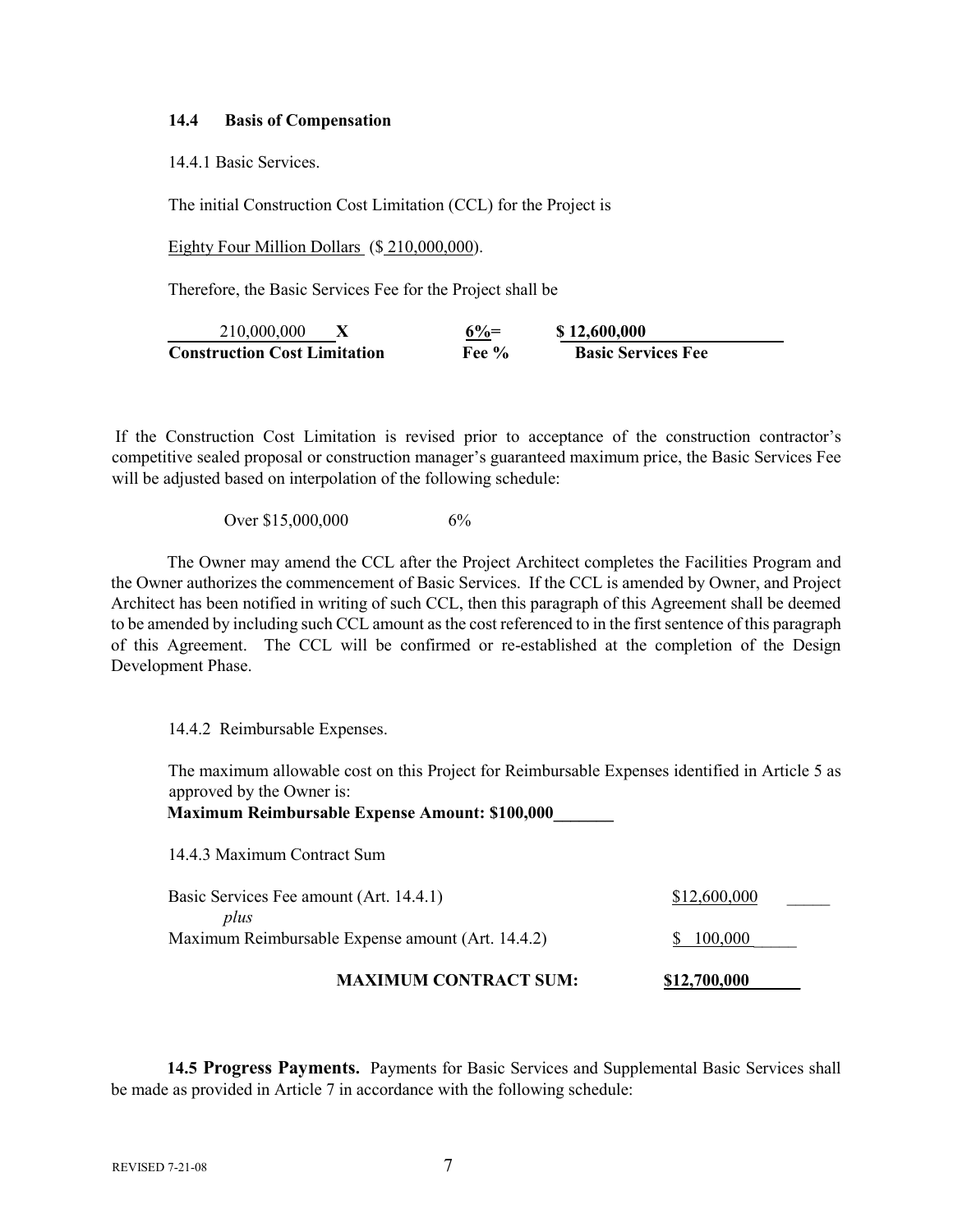**14.4 Basis of Compensation**

14.4.1 Basic Services.

The initial Construction Cost Limitation (CCL) for the Project is

Eighty Four Million Dollars ($ 210,000,000).

Therefore, the Basic Services Fee for the Project shall be

| 210,000,000 X | 6%= | $ 12,600,000 |
|---|---|---|
| **Construction Cost Limitation** | **Fee %** | **Basic Services Fee** |

If the Construction Cost Limitation is revised prior to acceptance of the construction contractor's competitive sealed proposal or construction manager's guaranteed maximum price, the Basic Services Fee will be adjusted based on interpolation of the following schedule:

Over $15,000,000 6%

The Owner may amend the CCL after the Project Architect completes the Facilities Program and the Owner authorizes the commencement of Basic Services. If the CCL is amended by Owner, and Project Architect has been notified in writing of such CCL, then this paragraph of this Agreement shall be deemed to be amended by including such CCL amount as the cost referenced to in the first sentence of this paragraph of this Agreement. The CCL will be confirmed or re-established at the completion of the Design Development Phase.

14.4.2 Reimbursable Expenses.

The maximum allowable cost on this Project for Reimbursable Expenses identified in Article 5 as approved by the Owner is:

**Maximum Reimbursable Expense Amount: $100,000**

14.4.3 Maximum Contract Sum

| | |
|---|---|
| Basic Services Fee amount (Art. 14.4.1) | $12,600,000 |
| *plus* | |
| Maximum Reimbursable Expense amount (Art. 14.4.2) | $ 100,000 |
| **MAXIMUM CONTRACT SUM:** | **$12,700,000** |

**14.5 Progress Payments.** Payments for Basic Services and Supplemental Basic Services shall be made as provided in Article 7 in accordance with the following schedule: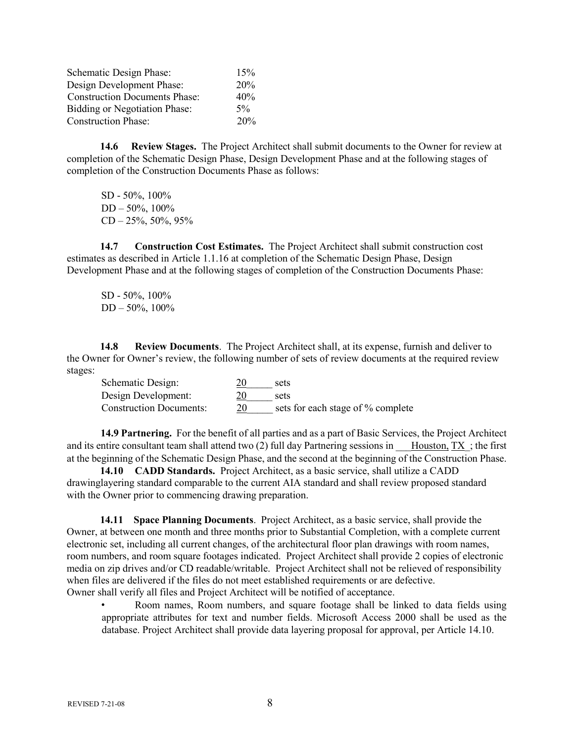| | |
|---|---|
| Schematic Design Phase: | 15% |
| Design Development Phase: | 20% |
| Construction Documents Phase: | 40% |
| Bidding or Negotiation Phase: | 5% |
| Construction Phase: | 20% |

**14.6 Review Stages.** The Project Architect shall submit documents to the Owner for review at completion of the Schematic Design Phase, Design Development Phase and at the following stages of completion of the Construction Documents Phase as follows:

SD - 50%, 100%
DD – 50%, 100%
CD – 25%, 50%, 95%

**14.7 Construction Cost Estimates.** The Project Architect shall submit construction cost estimates as described in Article 1.1.16 at completion of the Schematic Design Phase, Design Development Phase and at the following stages of completion of the Construction Documents Phase:

SD - 50%, 100%
DD – 50%, 100%

**14.8 Review Documents**. The Project Architect shall, at its expense, furnish and deliver to the Owner for Owner's review, the following number of sets of review documents at the required review stages:

| | | |
|---|---|---|
| Schematic Design: | 20_____ | sets |
| Design Development: | 20_____ | sets |
| Construction Documents: | 20_____ | sets for each stage of % complete |

**14.9 Partnering.** For the benefit of all parties and as a part of Basic Services, the Project Architect and its entire consultant team shall attend two (2) full day Partnering sessions in ___Houston, TX_; the first at the beginning of the Schematic Design Phase, and the second at the beginning of the Construction Phase.

**14.10 CADD Standards.** Project Architect, as a basic service, shall utilize a CADD drawinglayering standard comparable to the current AIA standard and shall review proposed standard with the Owner prior to commencing drawing preparation.

**14.11 Space Planning Documents**. Project Architect, as a basic service, shall provide the Owner, at between one month and three months prior to Substantial Completion, with a complete current electronic set, including all current changes, of the architectural floor plan drawings with room names, room numbers, and room square footages indicated. Project Architect shall provide 2 copies of electronic media on zip drives and/or CD readable/writable. Project Architect shall not be relieved of responsibility when files are delivered if the files do not meet established requirements or are defective.
Owner shall verify all files and Project Architect will be notified of acceptance.

- Room names, Room numbers, and square footage shall be linked to data fields using appropriate attributes for text and number fields. Microsoft Access 2000 shall be used as the database. Project Architect shall provide data layering proposal for approval, per Article 14.10.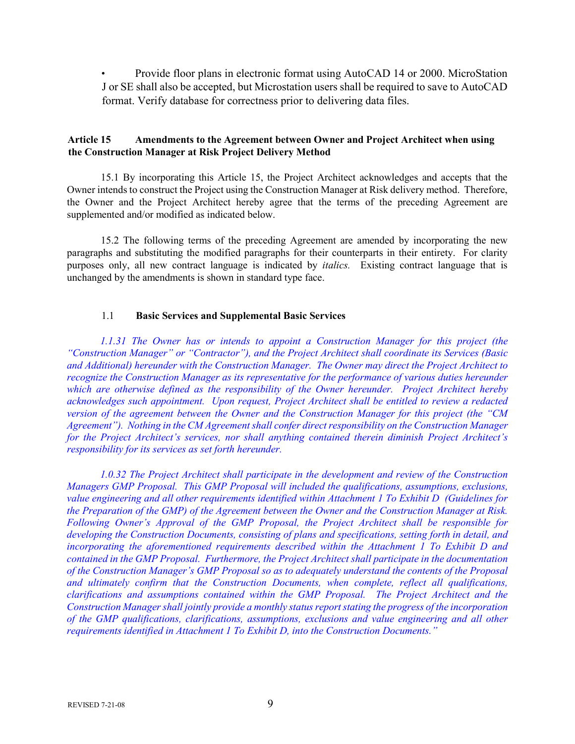- Provide floor plans in electronic format using AutoCAD 14 or 2000. MicroStation J or SE shall also be accepted, but Microstation users shall be required to save to AutoCAD format. Verify database for correctness prior to delivering data files.

**Article 15 Amendments to the Agreement between Owner and Project Architect when using the Construction Manager at Risk Project Delivery Method**

15.1 By incorporating this Article 15, the Project Architect acknowledges and accepts that the Owner intends to construct the Project using the Construction Manager at Risk delivery method. Therefore, the Owner and the Project Architect hereby agree that the terms of the preceding Agreement are supplemented and/or modified as indicated below.

15.2 The following terms of the preceding Agreement are amended by incorporating the new paragraphs and substituting the modified paragraphs for their counterparts in their entirety. For clarity purposes only, all new contract language is indicated by *italics.* Existing contract language that is unchanged by the amendments is shown in standard type face.

1.1 **Basic Services and Supplemental Basic Services**

*1.1.31 The Owner has or intends to appoint a Construction Manager for this project (the "Construction Manager" or "Contractor"), and the Project Architect shall coordinate its Services (Basic and Additional) hereunder with the Construction Manager. The Owner may direct the Project Architect to recognize the Construction Manager as its representative for the performance of various duties hereunder which are otherwise defined as the responsibility of the Owner hereunder. Project Architect hereby acknowledges such appointment. Upon request, Project Architect shall be entitled to review a redacted version of the agreement between the Owner and the Construction Manager for this project (the "CM Agreement"). Nothing in the CM Agreement shall confer direct responsibility on the Construction Manager for the Project Architect's services, nor shall anything contained therein diminish Project Architect's responsibility for its services as set forth hereunder.*

*1.0.32 The Project Architect shall participate in the development and review of the Construction Managers GMP Proposal. This GMP Proposal will included the qualifications, assumptions, exclusions, value engineering and all other requirements identified within Attachment 1 To Exhibit D (Guidelines for the Preparation of the GMP) of the Agreement between the Owner and the Construction Manager at Risk. Following Owner's Approval of the GMP Proposal, the Project Architect shall be responsible for developing the Construction Documents, consisting of plans and specifications, setting forth in detail, and incorporating the aforementioned requirements described within the Attachment 1 To Exhibit D and contained in the GMP Proposal. Furthermore, the Project Architect shall participate in the documentation of the Construction Manager's GMP Proposal so as to adequately understand the contents of the Proposal and ultimately confirm that the Construction Documents, when complete, reflect all qualifications, clarifications and assumptions contained within the GMP Proposal. The Project Architect and the Construction Manager shall jointly provide a monthly status report stating the progress of the incorporation of the GMP qualifications, clarifications, assumptions, exclusions and value engineering and all other requirements identified in Attachment 1 To Exhibit D, into the Construction Documents."*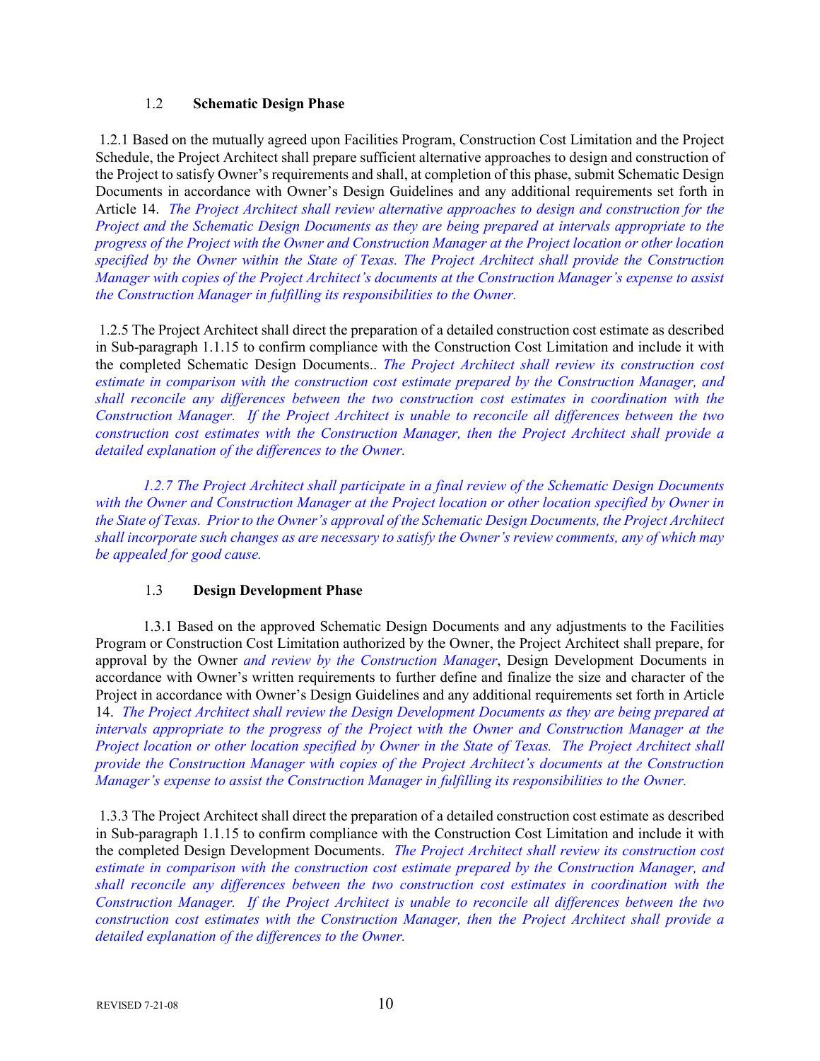## 1.2 Schematic Design Phase

1.2.1 Based on the mutually agreed upon Facilities Program, Construction Cost Limitation and the Project Schedule, the Project Architect shall prepare sufficient alternative approaches to design and construction of the Project to satisfy Owner's requirements and shall, at completion of this phase, submit Schematic Design Documents in accordance with Owner's Design Guidelines and any additional requirements set forth in Article 14. *The Project Architect shall review alternative approaches to design and construction for the Project and the Schematic Design Documents as they are being prepared at intervals appropriate to the progress of the Project with the Owner and Construction Manager at the Project location or other location specified by the Owner within the State of Texas. The Project Architect shall provide the Construction Manager with copies of the Project Architect's documents at the Construction Manager's expense to assist the Construction Manager in fulfilling its responsibilities to the Owner.*

1.2.5 The Project Architect shall direct the preparation of a detailed construction cost estimate as described in Sub-paragraph 1.1.15 to confirm compliance with the Construction Cost Limitation and include it with the completed Schematic Design Documents.. *The Project Architect shall review its construction cost estimate in comparison with the construction cost estimate prepared by the Construction Manager, and shall reconcile any differences between the two construction cost estimates in coordination with the Construction Manager. If the Project Architect is unable to reconcile all differences between the two construction cost estimates with the Construction Manager, then the Project Architect shall provide a detailed explanation of the differences to the Owner.*

*1.2.7 The Project Architect shall participate in a final review of the Schematic Design Documents with the Owner and Construction Manager at the Project location or other location specified by Owner in the State of Texas. Prior to the Owner's approval of the Schematic Design Documents, the Project Architect shall incorporate such changes as are necessary to satisfy the Owner's review comments, any of which may be appealed for good cause.*

## 1.3 Design Development Phase

1.3.1 Based on the approved Schematic Design Documents and any adjustments to the Facilities Program or Construction Cost Limitation authorized by the Owner, the Project Architect shall prepare, for approval by the Owner *and review by the Construction Manager*, Design Development Documents in accordance with Owner's written requirements to further define and finalize the size and character of the Project in accordance with Owner's Design Guidelines and any additional requirements set forth in Article 14. *The Project Architect shall review the Design Development Documents as they are being prepared at intervals appropriate to the progress of the Project with the Owner and Construction Manager at the Project location or other location specified by Owner in the State of Texas. The Project Architect shall provide the Construction Manager with copies of the Project Architect's documents at the Construction Manager's expense to assist the Construction Manager in fulfilling its responsibilities to the Owner.*

1.3.3 The Project Architect shall direct the preparation of a detailed construction cost estimate as described in Sub-paragraph 1.1.15 to confirm compliance with the Construction Cost Limitation and include it with the completed Design Development Documents. *The Project Architect shall review its construction cost estimate in comparison with the construction cost estimate prepared by the Construction Manager, and shall reconcile any differences between the two construction cost estimates in coordination with the Construction Manager. If the Project Architect is unable to reconcile all differences between the two construction cost estimates with the Construction Manager, then the Project Architect shall provide a detailed explanation of the differences to the Owner.*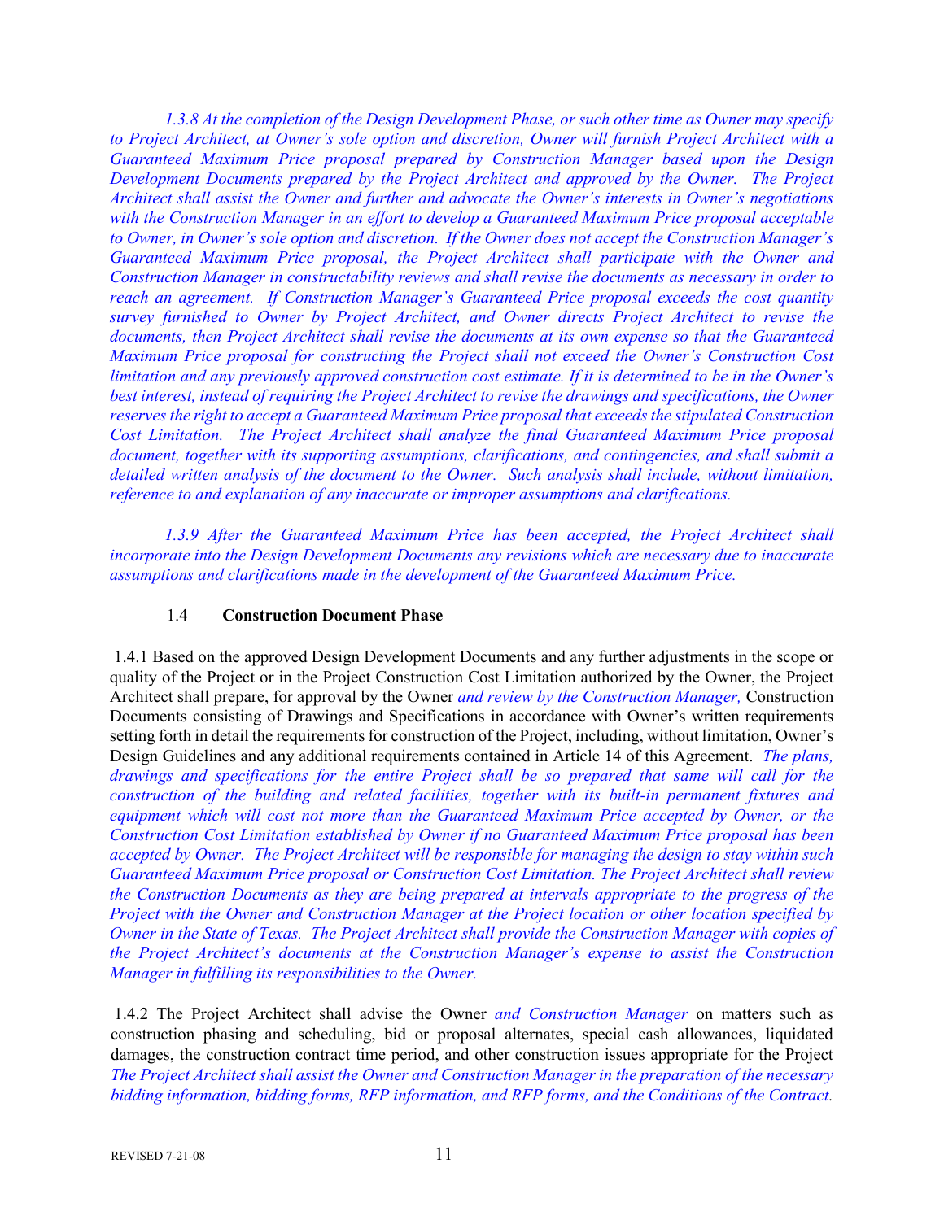*1.3.8 At the completion of the Design Development Phase, or such other time as Owner may specify to Project Architect, at Owner's sole option and discretion, Owner will furnish Project Architect with a Guaranteed Maximum Price proposal prepared by Construction Manager based upon the Design Development Documents prepared by the Project Architect and approved by the Owner. The Project Architect shall assist the Owner and further and advocate the Owner's interests in Owner's negotiations with the Construction Manager in an effort to develop a Guaranteed Maximum Price proposal acceptable to Owner, in Owner's sole option and discretion. If the Owner does not accept the Construction Manager's Guaranteed Maximum Price proposal, the Project Architect shall participate with the Owner and Construction Manager in constructability reviews and shall revise the documents as necessary in order to reach an agreement. If Construction Manager's Guaranteed Price proposal exceeds the cost quantity survey furnished to Owner by Project Architect, and Owner directs Project Architect to revise the documents, then Project Architect shall revise the documents at its own expense so that the Guaranteed Maximum Price proposal for constructing the Project shall not exceed the Owner's Construction Cost limitation and any previously approved construction cost estimate. If it is determined to be in the Owner's best interest, instead of requiring the Project Architect to revise the drawings and specifications, the Owner reserves the right to accept a Guaranteed Maximum Price proposal that exceeds the stipulated Construction Cost Limitation. The Project Architect shall analyze the final Guaranteed Maximum Price proposal document, together with its supporting assumptions, clarifications, and contingencies, and shall submit a detailed written analysis of the document to the Owner. Such analysis shall include, without limitation, reference to and explanation of any inaccurate or improper assumptions and clarifications.*

*1.3.9 After the Guaranteed Maximum Price has been accepted, the Project Architect shall incorporate into the Design Development Documents any revisions which are necessary due to inaccurate assumptions and clarifications made in the development of the Guaranteed Maximum Price.*

### 1.4 Construction Document Phase

1.4.1 Based on the approved Design Development Documents and any further adjustments in the scope or quality of the Project or in the Project Construction Cost Limitation authorized by the Owner, the Project Architect shall prepare, for approval by the Owner *and review by the Construction Manager,* Construction Documents consisting of Drawings and Specifications in accordance with Owner's written requirements setting forth in detail the requirements for construction of the Project, including, without limitation, Owner's Design Guidelines and any additional requirements contained in Article 14 of this Agreement. *The plans, drawings and specifications for the entire Project shall be so prepared that same will call for the construction of the building and related facilities, together with its built-in permanent fixtures and equipment which will cost not more than the Guaranteed Maximum Price accepted by Owner, or the Construction Cost Limitation established by Owner if no Guaranteed Maximum Price proposal has been accepted by Owner. The Project Architect will be responsible for managing the design to stay within such Guaranteed Maximum Price proposal or Construction Cost Limitation. The Project Architect shall review the Construction Documents as they are being prepared at intervals appropriate to the progress of the Project with the Owner and Construction Manager at the Project location or other location specified by Owner in the State of Texas. The Project Architect shall provide the Construction Manager with copies of the Project Architect's documents at the Construction Manager's expense to assist the Construction Manager in fulfilling its responsibilities to the Owner.*

1.4.2 The Project Architect shall advise the Owner *and Construction Manager* on matters such as construction phasing and scheduling, bid or proposal alternates, special cash allowances, liquidated damages, the construction contract time period, and other construction issues appropriate for the Project *The Project Architect shall assist the Owner and Construction Manager in the preparation of the necessary bidding information, bidding forms, RFP information, and RFP forms, and the Conditions of the Contract.*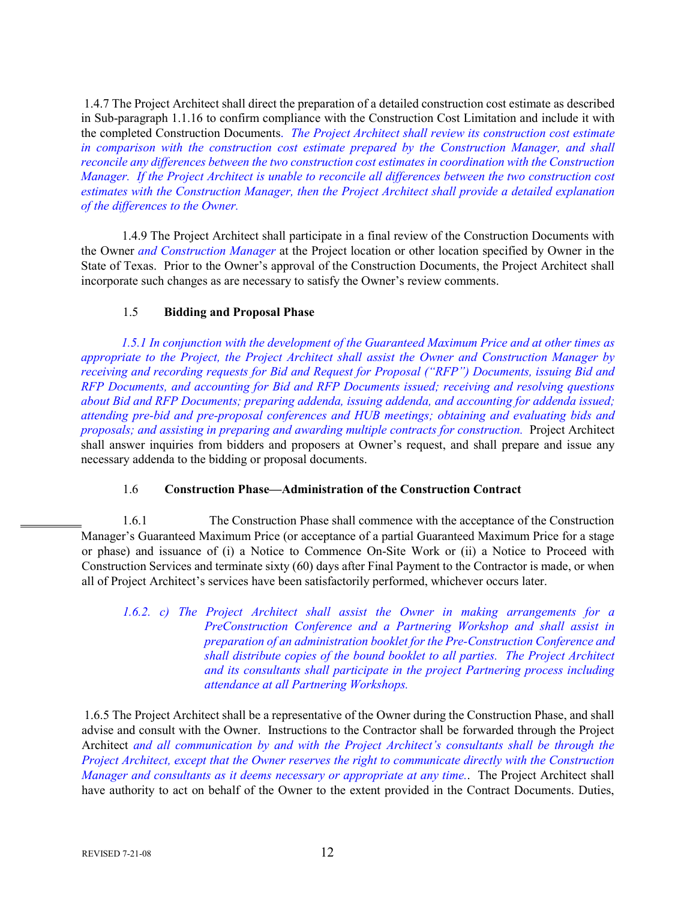1.4.7 The Project Architect shall direct the preparation of a detailed construction cost estimate as described in Sub-paragraph 1.1.16 to confirm compliance with the Construction Cost Limitation and include it with the completed Construction Documents. *The Project Architect shall review its construction cost estimate in comparison with the construction cost estimate prepared by the Construction Manager, and shall reconcile any differences between the two construction cost estimates in coordination with the Construction Manager. If the Project Architect is unable to reconcile all differences between the two construction cost estimates with the Construction Manager, then the Project Architect shall provide a detailed explanation of the differences to the Owner.*

1.4.9 The Project Architect shall participate in a final review of the Construction Documents with the Owner *and Construction Manager* at the Project location or other location specified by Owner in the State of Texas. Prior to the Owner's approval of the Construction Documents, the Project Architect shall incorporate such changes as are necessary to satisfy the Owner's review comments.

## 1.5 **Bidding and Proposal Phase**

*1.5.1 In conjunction with the development of the Guaranteed Maximum Price and at other times as appropriate to the Project, the Project Architect shall assist the Owner and Construction Manager by receiving and recording requests for Bid and Request for Proposal ("RFP") Documents, issuing Bid and RFP Documents, and accounting for Bid and RFP Documents issued; receiving and resolving questions about Bid and RFP Documents; preparing addenda, issuing addenda, and accounting for addenda issued; attending pre-bid and pre-proposal conferences and HUB meetings; obtaining and evaluating bids and proposals; and assisting in preparing and awarding multiple contracts for construction.* Project Architect shall answer inquiries from bidders and proposers at Owner's request, and shall prepare and issue any necessary addenda to the bidding or proposal documents.

## 1.6 **Construction Phase—Administration of the Construction Contract**

1.6.1 The Construction Phase shall commence with the acceptance of the Construction Manager's Guaranteed Maximum Price (or acceptance of a partial Guaranteed Maximum Price for a stage or phase) and issuance of (i) a Notice to Commence On-Site Work or (ii) a Notice to Proceed with Construction Services and terminate sixty (60) days after Final Payment to the Contractor is made, or when all of Project Architect's services have been satisfactorily performed, whichever occurs later.

*1.6.2. c) The Project Architect shall assist the Owner in making arrangements for a PreConstruction Conference and a Partnering Workshop and shall assist in preparation of an administration booklet for the Pre-Construction Conference and shall distribute copies of the bound booklet to all parties. The Project Architect and its consultants shall participate in the project Partnering process including attendance at all Partnering Workshops.*

1.6.5 The Project Architect shall be a representative of the Owner during the Construction Phase, and shall advise and consult with the Owner. Instructions to the Contractor shall be forwarded through the Project Architect *and all communication by and with the Project Architect's consultants shall be through the Project Architect, except that the Owner reserves the right to communicate directly with the Construction Manager and consultants as it deems necessary or appropriate at any time.*. The Project Architect shall have authority to act on behalf of the Owner to the extent provided in the Contract Documents. Duties,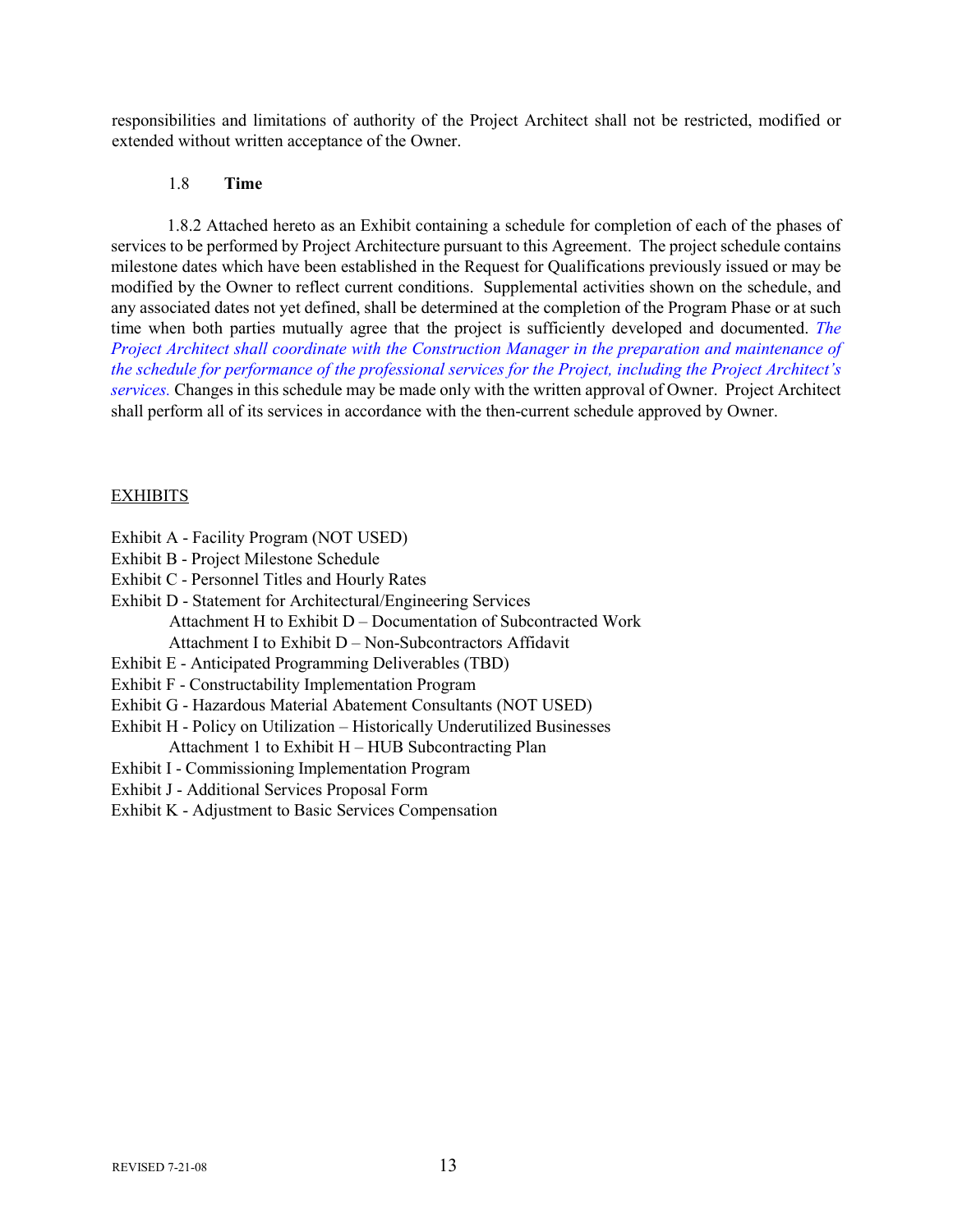responsibilities and limitations of authority of the Project Architect shall not be restricted, modified or extended without written acceptance of the Owner.

### 1.8 **Time**

1.8.2 Attached hereto as an Exhibit containing a schedule for completion of each of the phases of services to be performed by Project Architecture pursuant to this Agreement. The project schedule contains milestone dates which have been established in the Request for Qualifications previously issued or may be modified by the Owner to reflect current conditions. Supplemental activities shown on the schedule, and any associated dates not yet defined, shall be determined at the completion of the Program Phase or at such time when both parties mutually agree that the project is sufficiently developed and documented. *The Project Architect shall coordinate with the Construction Manager in the preparation and maintenance of the schedule for performance of the professional services for the Project, including the Project Architect's services.* Changes in this schedule may be made only with the written approval of Owner. Project Architect shall perform all of its services in accordance with the then-current schedule approved by Owner.

## EXHIBITS

Exhibit A - Facility Program (NOT USED)
Exhibit B - Project Milestone Schedule
Exhibit C - Personnel Titles and Hourly Rates
Exhibit D - Statement for Architectural/Engineering Services
  Attachment H to Exhibit D – Documentation of Subcontracted Work
  Attachment I to Exhibit D – Non-Subcontractors Affidavit
Exhibit E - Anticipated Programming Deliverables (TBD)
Exhibit F - Constructability Implementation Program
Exhibit G - Hazardous Material Abatement Consultants (NOT USED)
Exhibit H - Policy on Utilization – Historically Underutilized Businesses
  Attachment 1 to Exhibit H – HUB Subcontracting Plan
Exhibit I - Commissioning Implementation Program
Exhibit J - Additional Services Proposal Form
Exhibit K - Adjustment to Basic Services Compensation

REVISED 7-21-08